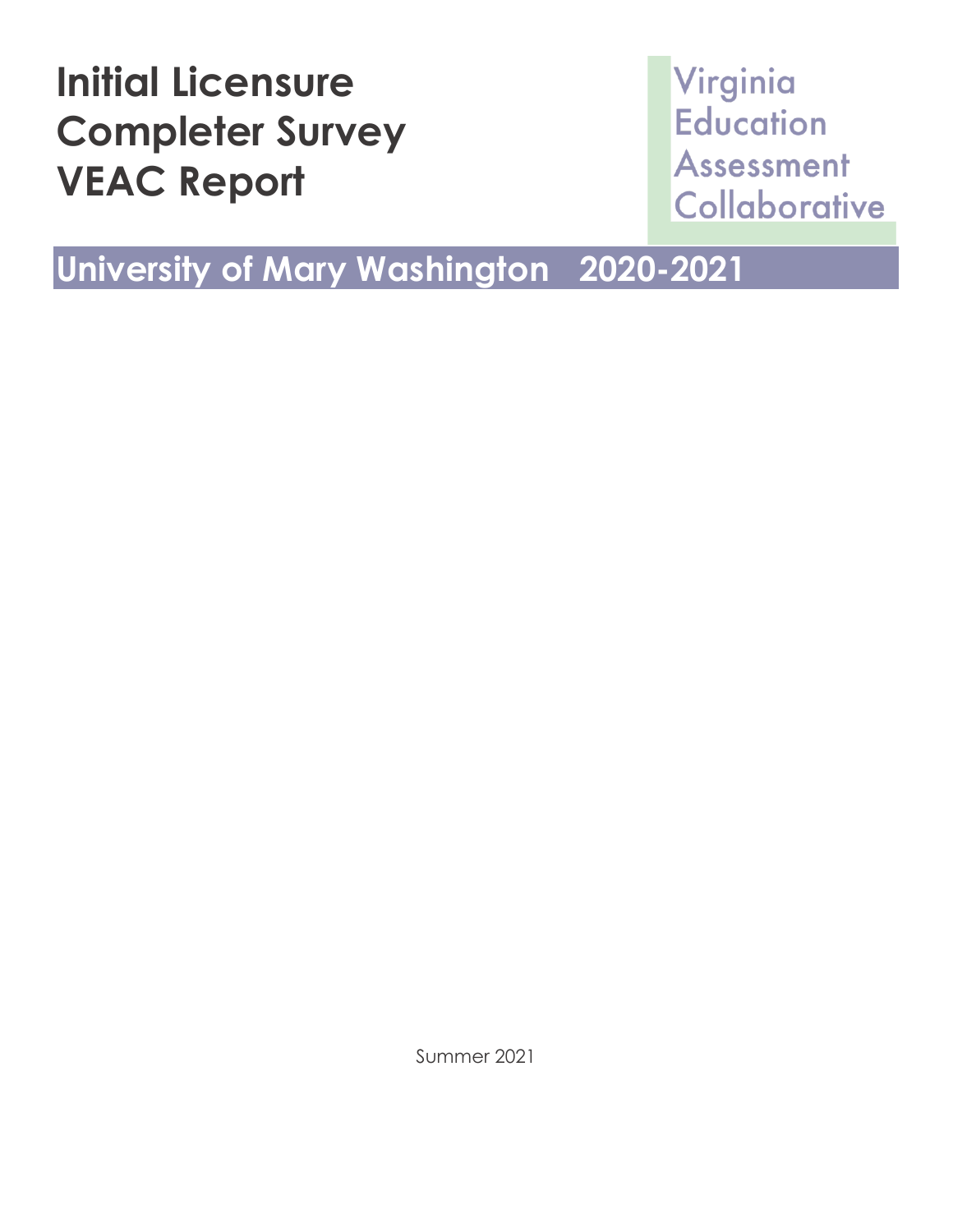# Initial Licensure Completer Survey VEAC Report

Virginia Education Assessment Collaborative

## University of Mary Washington 2020-2021

Summer 2021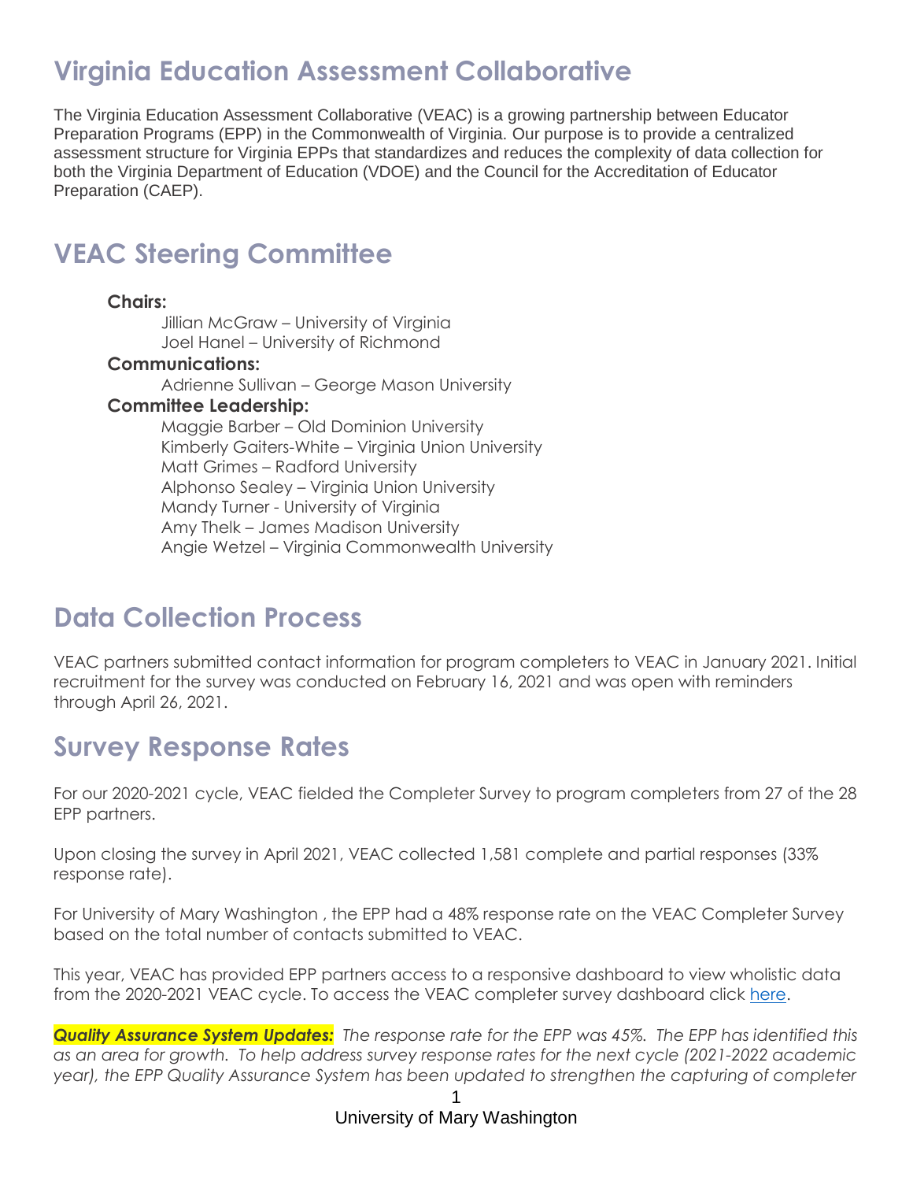# Virginia Education Assessment Collaborative

The Virginia Education Assessment Collaborative (VEAC) is a growing partnership between Educator Preparation Programs (EPP) in the Commonwealth of Virginia. Our purpose is to provide a centralized assessment structure for Virginia EPPs that standardizes and reduces the complexity of data collection for both the Virginia Department of Education (VDOE) and the Council for the Accreditation of Educator Preparation (CAEP).

# VEAC Steering Committee

**Chairs:**

Jillian McGraw – University of Virginia
Joel Hanel – University of Richmond

**Communications:**

Adrienne Sullivan – George Mason University

**Committee Leadership:**

Maggie Barber – Old Dominion University
Kimberly Gaiters-White – Virginia Union University
Matt Grimes – Radford University
Alphonso Sealey – Virginia Union University
Mandy Turner - University of Virginia
Amy Thelk – James Madison University
Angie Wetzel – Virginia Commonwealth University

# Data Collection Process

VEAC partners submitted contact information for program completers to VEAC in January 2021. Initial recruitment for the survey was conducted on February 16, 2021 and was open with reminders through April 26, 2021.

# Survey Response Rates

For our 2020-2021 cycle, VEAC fielded the Completer Survey to program completers from 27 of the 28 EPP partners.

Upon closing the survey in April 2021, VEAC collected 1,581 complete and partial responses (33% response rate).

For University of Mary Washington , the EPP had a 48% response rate on the VEAC Completer Survey based on the total number of contacts submitted to VEAC.

This year, VEAC has provided EPP partners access to a responsive dashboard to view wholistic data from the 2020-2021 VEAC cycle. To access the VEAC completer survey dashboard click [here](#).

***Quality Assurance System Updates:*** *The response rate for the EPP was 45%. The EPP has identified this as an area for growth. To help address survey response rates for the next cycle (2021-2022 academic year), the EPP Quality Assurance System has been updated to strengthen the capturing of completer*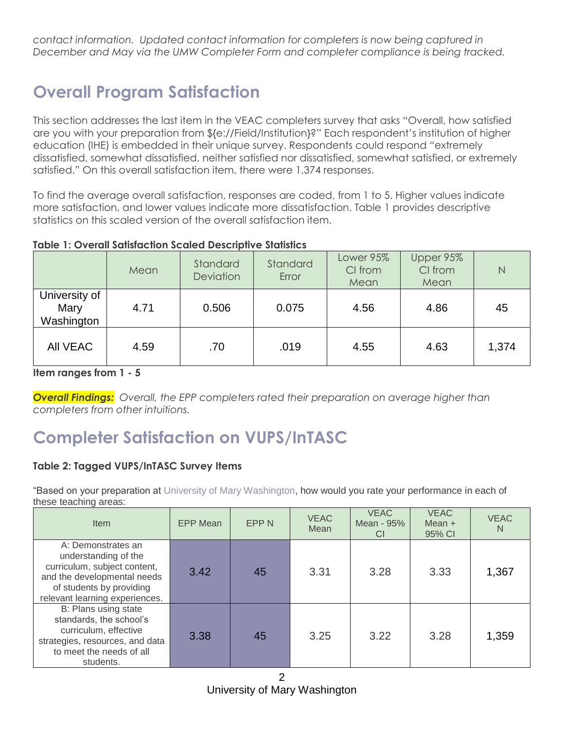*contact information. Updated contact information for completers is now being captured in December and May via the UMW Completer Form and completer compliance is being tracked.*

## Overall Program Satisfaction

This section addresses the last item in the VEAC completers survey that asks "Overall, how satisfied are you with your preparation from ${e://Field/Institution}?" Each respondent's institution of higher education (IHE) is embedded in their unique survey. Respondents could respond "extremely dissatisfied, somewhat dissatisfied, neither satisfied nor dissatisfied, somewhat satisfied, or extremely satisfied." On this overall satisfaction item, there were 1,374 responses.

To find the average overall satisfaction, responses are coded, from 1 to 5. Higher values indicate more satisfaction, and lower values indicate more dissatisfaction. Table 1 provides descriptive statistics on this scaled version of the overall satisfaction item.

**Table 1: Overall Satisfaction Scaled Descriptive Statistics**

| | Mean | Standard Deviation | Standard Error | Lower 95% CI from Mean | Upper 95% CI from Mean | N |
|---|---|---|---|---|---|---|
| University of Mary Washington | 4.71 | 0.506 | 0.075 | 4.56 | 4.86 | 45 |
| All VEAC | 4.59 | .70 | .019 | 4.55 | 4.63 | 1,374 |

**Item ranges from 1 - 5**

***Overall Findings:*** *Overall, the EPP completers rated their preparation on average higher than completers from other intuitions.*

## Completer Satisfaction on VUPS/InTASC

**Table 2: Tagged VUPS/InTASC Survey Items**

"Based on your preparation at University of Mary Washington, how would you rate your performance in each of these teaching areas:

| Item | EPP Mean | EPP N | VEAC Mean | VEAC Mean - 95% CI | VEAC Mean + 95% CI | VEAC N |
|---|---|---|---|---|---|---|
| A: Demonstrates an understanding of the curriculum, subject content, and the developmental needs of students by providing relevant learning experiences. | 3.42 | 45 | 3.31 | 3.28 | 3.33 | 1,367 |
| B: Plans using state standards, the school's curriculum, effective strategies, resources, and data to meet the needs of all students. | 3.38 | 45 | 3.25 | 3.22 | 3.28 | 1,359 |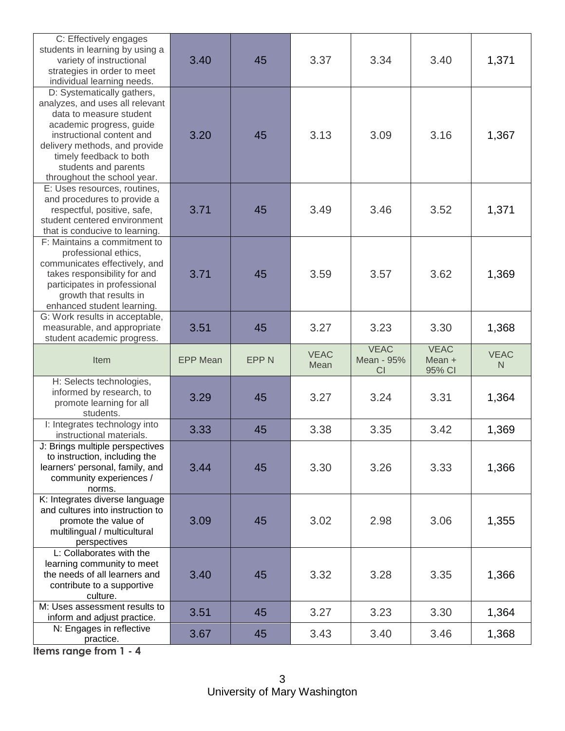| Item | EPP Mean | EPP N | VEAC Mean | VEAC Mean - 95% CI | VEAC Mean + 95% CI | VEAC N |
|---|---|---|---|---|---|---|
| C: Effectively engages students in learning by using a variety of instructional strategies in order to meet individual learning needs. | 3.40 | 45 | 3.37 | 3.34 | 3.40 | 1,371 |
| D: Systematically gathers, analyzes, and uses all relevant data to measure student academic progress, guide instructional content and delivery methods, and provide timely feedback to both students and parents throughout the school year. | 3.20 | 45 | 3.13 | 3.09 | 3.16 | 1,367 |
| E: Uses resources, routines, and procedures to provide a respectful, positive, safe, student centered environment that is conducive to learning. | 3.71 | 45 | 3.49 | 3.46 | 3.52 | 1,371 |
| F: Maintains a commitment to professional ethics, communicates effectively, and takes responsibility for and participates in professional growth that results in enhanced student learning. | 3.71 | 45 | 3.59 | 3.57 | 3.62 | 1,369 |
| G: Work results in acceptable, measurable, and appropriate student academic progress. | 3.51 | 45 | 3.27 | 3.23 | 3.30 | 1,368 |
| Item | EPP Mean | EPP N | VEAC Mean | VEAC Mean - 95% CI | VEAC Mean + 95% CI | VEAC N |
| H: Selects technologies, informed by research, to promote learning for all students. | 3.29 | 45 | 3.27 | 3.24 | 3.31 | 1,364 |
| I: Integrates technology into instructional materials. | 3.33 | 45 | 3.38 | 3.35 | 3.42 | 1,369 |
| J: Brings multiple perspectives to instruction, including the learners' personal, family, and community experiences / norms. | 3.44 | 45 | 3.30 | 3.26 | 3.33 | 1,366 |
| K: Integrates diverse language and cultures into instruction to promote the value of multilingual / multicultural perspectives | 3.09 | 45 | 3.02 | 2.98 | 3.06 | 1,355 |
| L: Collaborates with the learning community to meet the needs of all learners and contribute to a supportive culture. | 3.40 | 45 | 3.32 | 3.28 | 3.35 | 1,366 |
| M: Uses assessment results to inform and adjust practice. | 3.51 | 45 | 3.27 | 3.23 | 3.30 | 1,364 |
| N: Engages in reflective practice. | 3.67 | 45 | 3.43 | 3.40 | 3.46 | 1,368 |

**Items range from 1 - 4**

University of Mary Washington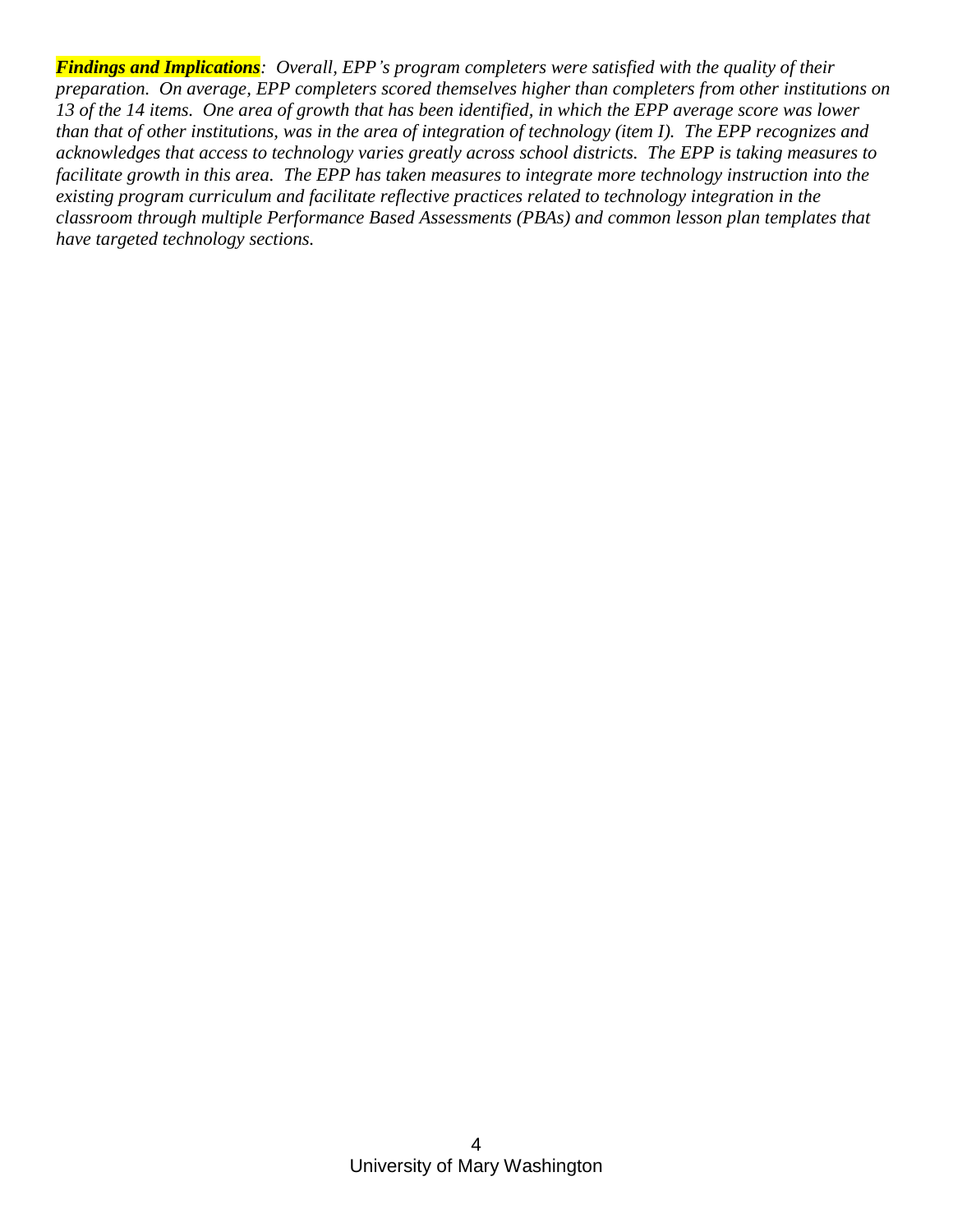***Findings and Implications****:  Overall, EPP's program completers were satisfied with the quality of their preparation.  On average, EPP completers scored themselves higher than completers from other institutions on 13 of the 14 items.  One area of growth that has been identified, in which the EPP average score was lower than that of other institutions, was in the area of integration of technology (item I).  The EPP recognizes and acknowledges that access to technology varies greatly across school districts.  The EPP is taking measures to facilitate growth in this area.  The EPP has taken measures to integrate more technology instruction into the existing program curriculum and facilitate reflective practices related to technology integration in the classroom through multiple Performance Based Assessments (PBAs) and common lesson plan templates that have targeted technology sections.*